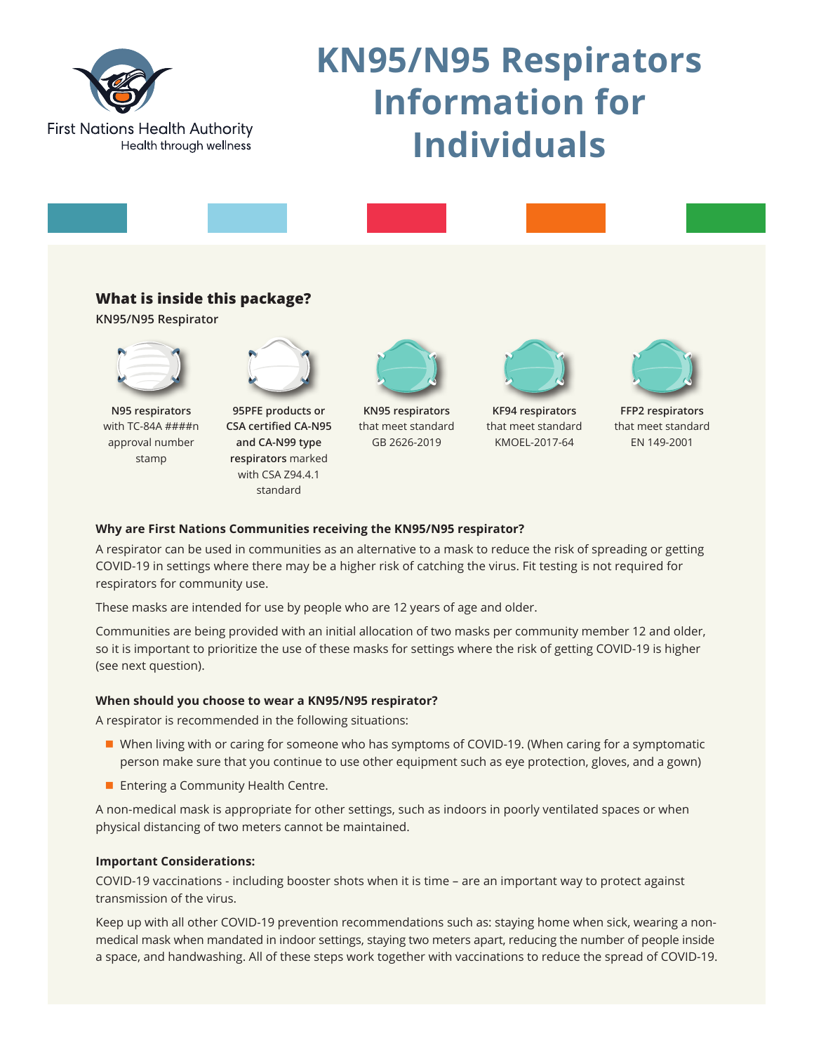First Nations Health Authority
Health through wellness

# KN95/N95 Respirators Information for Individuals

## What is inside this package?

**KN95/N95 Respirator**

**N95 respirators** with TC-84A ####n approval number stamp

**95PFE products or CSA certified CA-N95 and CA-N99 type respirators** marked with CSA Z94.4.1 standard

**KN95 respirators** that meet standard GB 2626-2019

**KF94 respirators** that meet standard KMOEL-2017-64

**FFP2 respirators** that meet standard EN 149-2001

### Why are First Nations Communities receiving the KN95/N95 respirator?

A respirator can be used in communities as an alternative to a mask to reduce the risk of spreading or getting COVID-19 in settings where there may be a higher risk of catching the virus. Fit testing is not required for respirators for community use.

These masks are intended for use by people who are 12 years of age and older.

Communities are being provided with an initial allocation of two masks per community member 12 and older, so it is important to prioritize the use of these masks for settings where the risk of getting COVID-19 is higher (see next question).

### When should you choose to wear a KN95/N95 respirator?

A respirator is recommended in the following situations:

- When living with or caring for someone who has symptoms of COVID-19. (When caring for a symptomatic person make sure that you continue to use other equipment such as eye protection, gloves, and a gown)
- Entering a Community Health Centre.

A non-medical mask is appropriate for other settings, such as indoors in poorly ventilated spaces or when physical distancing of two meters cannot be maintained.

### Important Considerations:

COVID-19 vaccinations - including booster shots when it is time – are an important way to protect against transmission of the virus.

Keep up with all other COVID-19 prevention recommendations such as: staying home when sick, wearing a non-medical mask when mandated in indoor settings, staying two meters apart, reducing the number of people inside a space, and handwashing. All of these steps work together with vaccinations to reduce the spread of COVID-19.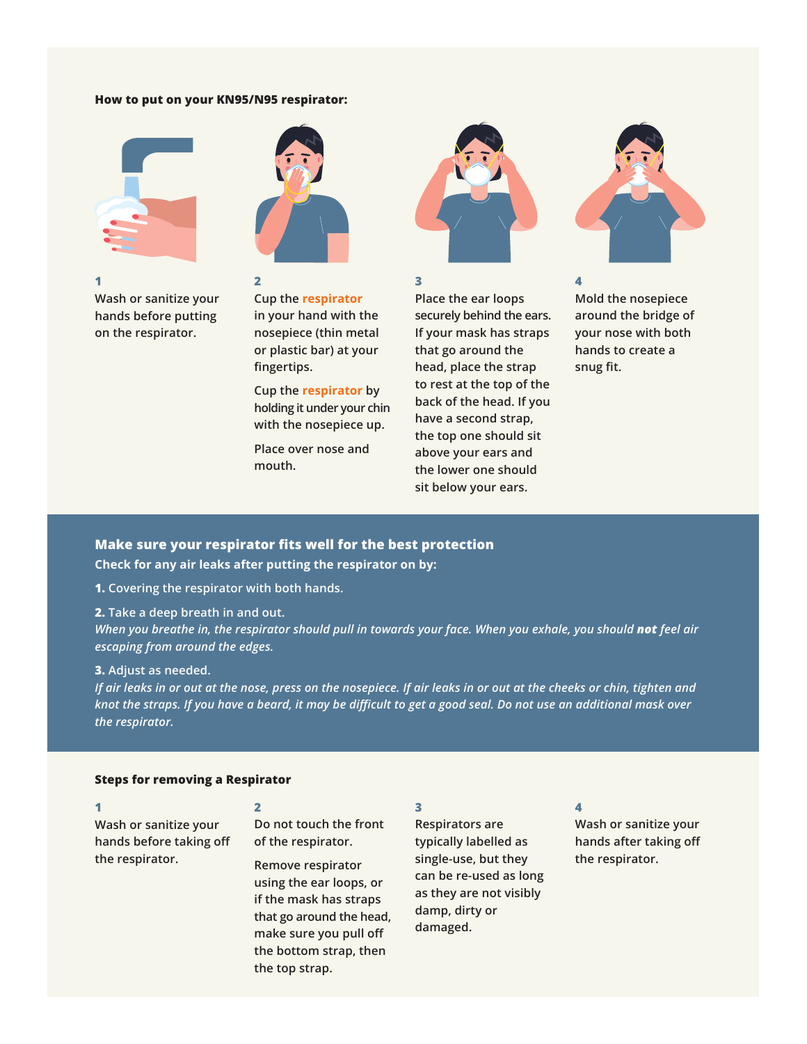## How to put on your KN95/N95 respirator:

**1**

Wash or sanitize your hands before putting on the respirator.

**2**

Cup the respirator in your hand with the nosepiece (thin metal or plastic bar) at your fingertips.

Cup the respirator by holding it under your chin with the nosepiece up.

Place over nose and mouth.

**3**

Place the ear loops securely behind the ears. If your mask has straps that go around the head, place the strap to rest at the top of the back of the head. If you have a second strap, the top one should sit above your ears and the lower one should sit below your ears.

**4**

Mold the nosepiece around the bridge of your nose with both hands to create a snug fit.

## Make sure your respirator fits well for the best protection

**Check for any air leaks after putting the respirator on by:**

**1.** Covering the respirator with both hands.

**2.** Take a deep breath in and out.
*When you breathe in, the respirator should pull in towards your face. When you exhale, you should* ***not*** *feel air escaping from around the edges.*

**3.** Adjust as needed.
*If air leaks in or out at the nose, press on the nosepiece. If air leaks in or out at the cheeks or chin, tighten and knot the straps. If you have a beard, it may be difficult to get a good seal. Do not use an additional mask over the respirator.*

## Steps for removing a Respirator

**1**

Wash or sanitize your hands before taking off the respirator.

**2**

Do not touch the front of the respirator.

Remove respirator using the ear loops, or if the mask has straps that go around the head, make sure you pull off the bottom strap, then the top strap.

**3**

Respirators are typically labelled as single-use, but they can be re-used as long as they are not visibly damp, dirty or damaged.

**4**

Wash or sanitize your hands after taking off the respirator.